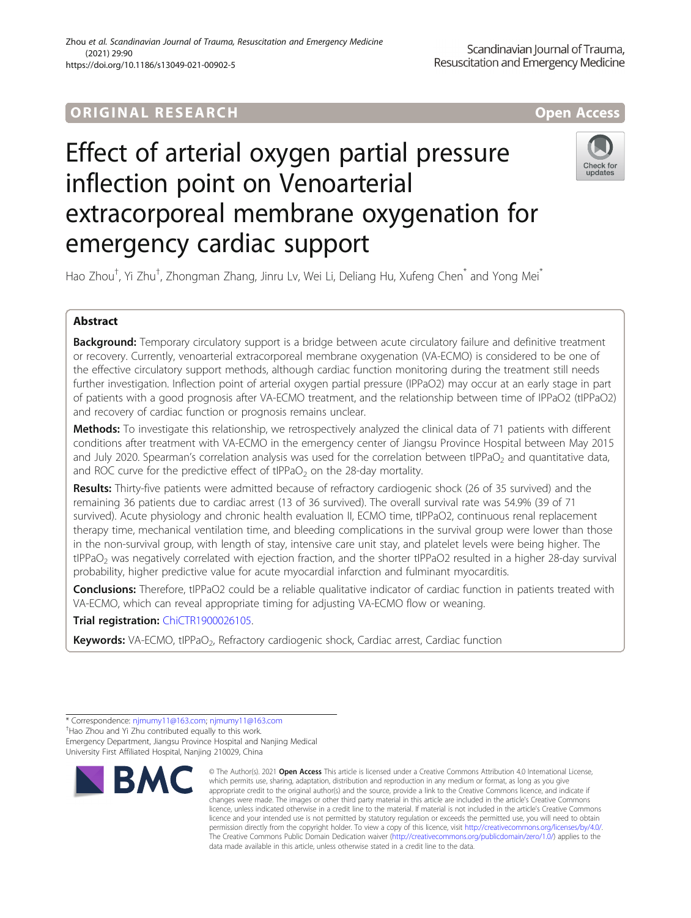ORIGINAL RESEARCH

Open Access

# Effect of arterial oxygen partial pressure inflection point on Venoarterial extracorporeal membrane oxygenation for emergency cardiac support

Hao Zhou[†], Yi Zhu[†], Zhongman Zhang, Jinru Lv, Wei Li, Deliang Hu, Xufeng Chen[*] and Yong Mei[*]

## Abstract

**Background:** Temporary circulatory support is a bridge between acute circulatory failure and definitive treatment or recovery. Currently, venoarterial extracorporeal membrane oxygenation (VA-ECMO) is considered to be one of the effective circulatory support methods, although cardiac function monitoring during the treatment still needs further investigation. Inflection point of arterial oxygen partial pressure (IPPaO2) may occur at an early stage in part of patients with a good prognosis after VA-ECMO treatment, and the relationship between time of IPPaO2 (tIPPaO2) and recovery of cardiac function or prognosis remains unclear.

**Methods:** To investigate this relationship, we retrospectively analyzed the clinical data of 71 patients with different conditions after treatment with VA-ECMO in the emergency center of Jiangsu Province Hospital between May 2015 and July 2020. Spearman's correlation analysis was used for the correlation between $tIPPaO_2$ and quantitative data, and ROC curve for the predictive effect of $tIPPaO_2$ on the 28-day mortality.

**Results:** Thirty-five patients were admitted because of refractory cardiogenic shock (26 of 35 survived) and the remaining 36 patients due to cardiac arrest (13 of 36 survived). The overall survival rate was 54.9% (39 of 71 survived). Acute physiology and chronic health evaluation II, ECMO time, tIPPaO2, continuous renal replacement therapy time, mechanical ventilation time, and bleeding complications in the survival group were lower than those in the non-survival group, with length of stay, intensive care unit stay, and platelet levels were being higher. The $tIPPaO_2$ was negatively correlated with ejection fraction, and the shorter tIPPaO2 resulted in a higher 28-day survival probability, higher predictive value for acute myocardial infarction and fulminant myocarditis.

**Conclusions:** Therefore, tIPPaO2 could be a reliable qualitative indicator of cardiac function in patients treated with VA-ECMO, which can reveal appropriate timing for adjusting VA-ECMO flow or weaning.

**Trial registration:** ChiCTR1900026105.

**Keywords:** VA-ECMO, $tIPPaO_2$, Refractory cardiogenic shock, Cardiac arrest, Cardiac function

---

[*] Correspondence: njmumy11@163.com; njmumy11@163.com
[†]Hao Zhou and Yi Zhu contributed equally to this work.
Emergency Department, Jiangsu Province Hospital and Nanjing Medical University First Affiliated Hospital, Nanjing 210029, China

© The Author(s). 2021 **Open Access** This article is licensed under a Creative Commons Attribution 4.0 International License, which permits use, sharing, adaptation, distribution and reproduction in any medium or format, as long as you give appropriate credit to the original author(s) and the source, provide a link to the Creative Commons licence, and indicate if changes were made. The images or other third party material in this article are included in the article's Creative Commons licence, unless indicated otherwise in a credit line to the material. If material is not included in the article's Creative Commons licence and your intended use is not permitted by statutory regulation or exceeds the permitted use, you will need to obtain permission directly from the copyright holder. To view a copy of this licence, visit http://creativecommons.org/licenses/by/4.0/. The Creative Commons Public Domain Dedication waiver (http://creativecommons.org/publicdomain/zero/1.0/) applies to the data made available in this article, unless otherwise stated in a credit line to the data.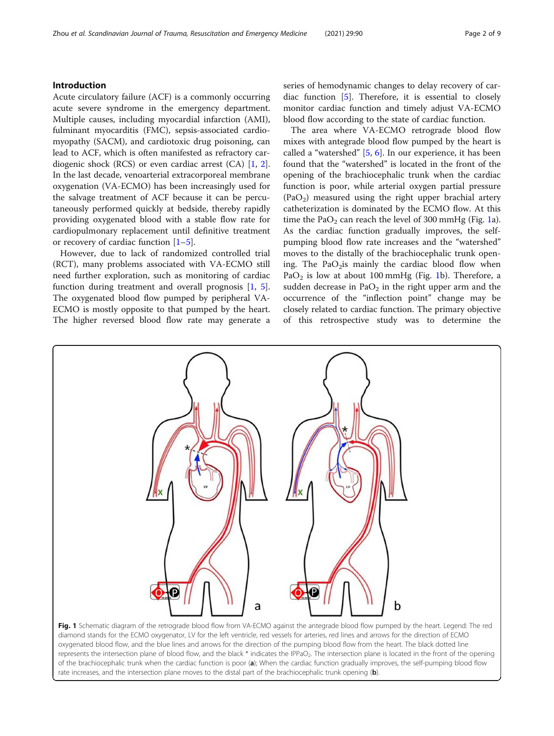## Introduction

Acute circulatory failure (ACF) is a commonly occurring acute severe syndrome in the emergency department. Multiple causes, including myocardial infarction (AMI), fulminant myocarditis (FMC), sepsis-associated cardiomyopathy (SACM), and cardiotoxic drug poisoning, can lead to ACF, which is often manifested as refractory cardiogenic shock (RCS) or even cardiac arrest (CA) [1, 2]. In the last decade, venoarterial extracorporeal membrane oxygenation (VA-ECMO) has been increasingly used for the salvage treatment of ACF because it can be percutaneously performed quickly at bedside, thereby rapidly providing oxygenated blood with a stable flow rate for cardiopulmonary replacement until definitive treatment or recovery of cardiac function [1–5].

However, due to lack of randomized controlled trial (RCT), many problems associated with VA-ECMO still need further exploration, such as monitoring of cardiac function during treatment and overall prognosis [1, 5]. The oxygenated blood flow pumped by peripheral VA-ECMO is mostly opposite to that pumped by the heart. The higher reversed blood flow rate may generate a series of hemodynamic changes to delay recovery of cardiac function [5]. Therefore, it is essential to closely monitor cardiac function and timely adjust VA-ECMO blood flow according to the state of cardiac function.

The area where VA-ECMO retrograde blood flow mixes with antegrade blood flow pumped by the heart is called a "watershed" [5, 6]. In our experience, it has been found that the "watershed" is located in the front of the opening of the brachiocephalic trunk when the cardiac function is poor, while arterial oxygen partial pressure ($PaO_2$) measured using the right upper brachial artery catheterization is dominated by the ECMO flow. At this time the $PaO_2$ can reach the level of 300 mmHg (Fig. 1a). As the cardiac function gradually improves, the self-pumping blood flow rate increases and the "watershed" moves to the distally of the brachiocephalic trunk opening. The $PaO_2$is mainly the cardiac blood flow when $PaO_2$ is low at about 100 mmHg (Fig. 1b). Therefore, a sudden decrease in $PaO_2$ in the right upper arm and the occurrence of the "inflection point" change may be closely related to cardiac function. The primary objective of this retrospective study was to determine the

**Fig. 1** Schematic diagram of the retrograde blood flow from VA-ECMO against the antegrade blood flow pumped by the heart. Legend: The red diamond stands for the ECMO oxygenator, LV for the left ventricle, red vessels for arteries, red lines and arrows for the direction of ECMO oxygenated blood flow, and the blue lines and arrows for the direction of the pumping blood flow from the heart. The black dotted line represents the intersection plane of blood flow, and the black * indicates the $IPPaO_2$. The intersection plane is located in the front of the opening of the brachiocephalic trunk when the cardiac function is poor (**a**); When the cardiac function gradually improves, the self-pumping blood flow rate increases, and the intersection plane moves to the distal part of the brachiocephalic trunk opening (**b**).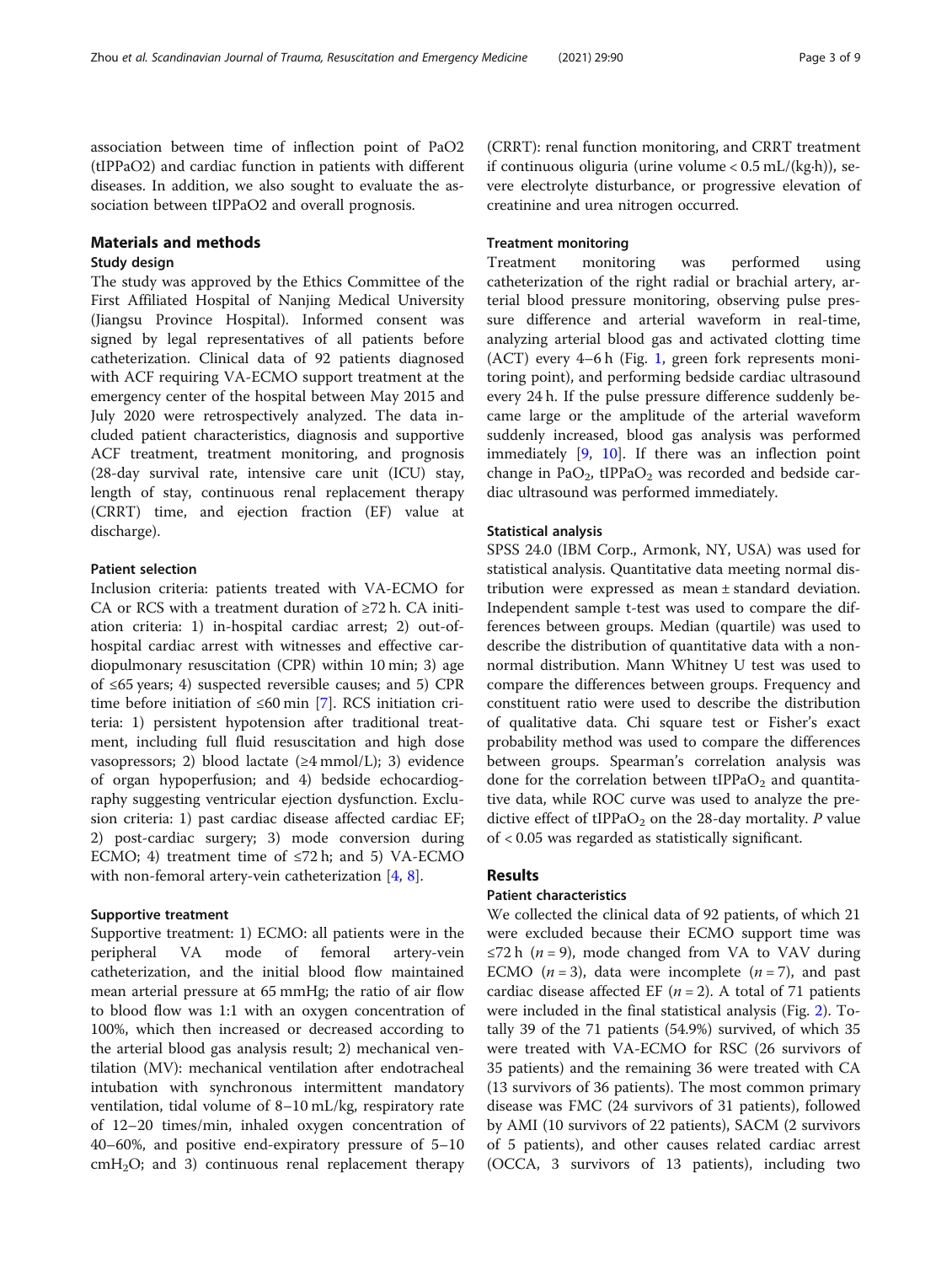association between time of inflection point of PaO2 (tIPPaO2) and cardiac function in patients with different diseases. In addition, we also sought to evaluate the association between tIPPaO2 and overall prognosis.

## Materials and methods

### Study design

The study was approved by the Ethics Committee of the First Affiliated Hospital of Nanjing Medical University (Jiangsu Province Hospital). Informed consent was signed by legal representatives of all patients before catheterization. Clinical data of 92 patients diagnosed with ACF requiring VA-ECMO support treatment at the emergency center of the hospital between May 2015 and July 2020 were retrospectively analyzed. The data included patient characteristics, diagnosis and supportive ACF treatment, treatment monitoring, and prognosis (28-day survival rate, intensive care unit (ICU) stay, length of stay, continuous renal replacement therapy (CRRT) time, and ejection fraction (EF) value at discharge).

### Patient selection

Inclusion criteria: patients treated with VA-ECMO for CA or RCS with a treatment duration of ≥72 h. CA initiation criteria: 1) in-hospital cardiac arrest; 2) out-of-hospital cardiac arrest with witnesses and effective cardiopulmonary resuscitation (CPR) within 10 min; 3) age of ≤65 years; 4) suspected reversible causes; and 5) CPR time before initiation of ≤60 min [7]. RCS initiation criteria: 1) persistent hypotension after traditional treatment, including full fluid resuscitation and high dose vasopressors; 2) blood lactate (≥4 mmol/L); 3) evidence of organ hypoperfusion; and 4) bedside echocardiography suggesting ventricular ejection dysfunction. Exclusion criteria: 1) past cardiac disease affected cardiac EF; 2) post-cardiac surgery; 3) mode conversion during ECMO; 4) treatment time of ≤72 h; and 5) VA-ECMO with non-femoral artery-vein catheterization [4, 8].

### Supportive treatment

Supportive treatment: 1) ECMO: all patients were in the peripheral VA mode of femoral artery-vein catheterization, and the initial blood flow maintained mean arterial pressure at 65 mmHg; the ratio of air flow to blood flow was 1:1 with an oxygen concentration of 100%, which then increased or decreased according to the arterial blood gas analysis result; 2) mechanical ventilation (MV): mechanical ventilation after endotracheal intubation with synchronous intermittent mandatory ventilation, tidal volume of 8–10 mL/kg, respiratory rate of 12–20 times/min, inhaled oxygen concentration of 40–60%, and positive end-expiratory pressure of 5–10 $cmH_2O$; and 3) continuous renal replacement therapy (CRRT): renal function monitoring, and CRRT treatment if continuous oliguria (urine volume < 0.5 mL/(kg·h)), severe electrolyte disturbance, or progressive elevation of creatinine and urea nitrogen occurred.

### Treatment monitoring

Treatment monitoring was performed using catheterization of the right radial or brachial artery, arterial blood pressure monitoring, observing pulse pressure difference and arterial waveform in real-time, analyzing arterial blood gas and activated clotting time (ACT) every 4–6 h (Fig. 1, green fork represents monitoring point), and performing bedside cardiac ultrasound every 24 h. If the pulse pressure difference suddenly became large or the amplitude of the arterial waveform suddenly increased, blood gas analysis was performed immediately [9, 10]. If there was an inflection point change in $PaO_2$, $tIPPaO_2$ was recorded and bedside cardiac ultrasound was performed immediately.

### Statistical analysis

SPSS 24.0 (IBM Corp., Armonk, NY, USA) was used for statistical analysis. Quantitative data meeting normal distribution were expressed as mean ± standard deviation. Independent sample t-test was used to compare the differences between groups. Median (quartile) was used to describe the distribution of quantitative data with a non-normal distribution. Mann Whitney U test was used to compare the differences between groups. Frequency and constituent ratio were used to describe the distribution of qualitative data. Chi square test or Fisher's exact probability method was used to compare the differences between groups. Spearman's correlation analysis was done for the correlation between $tIPPaO_2$ and quantitative data, while ROC curve was used to analyze the predictive effect of $tIPPaO_2$ on the 28-day mortality. $P$ value of < 0.05 was regarded as statistically significant.

## Results

### Patient characteristics

We collected the clinical data of 92 patients, of which 21 were excluded because their ECMO support time was ≤72 h ($n$ = 9), mode changed from VA to VAV during ECMO ($n$ = 3), data were incomplete ($n$ = 7), and past cardiac disease affected EF ($n$ = 2). A total of 71 patients were included in the final statistical analysis (Fig. 2). Totally 39 of the 71 patients (54.9%) survived, of which 35 were treated with VA-ECMO for RSC (26 survivors of 35 patients) and the remaining 36 were treated with CA (13 survivors of 36 patients). The most common primary disease was FMC (24 survivors of 31 patients), followed by AMI (10 survivors of 22 patients), SACM (2 survivors of 5 patients), and other causes related cardiac arrest (OCCA, 3 survivors of 13 patients), including two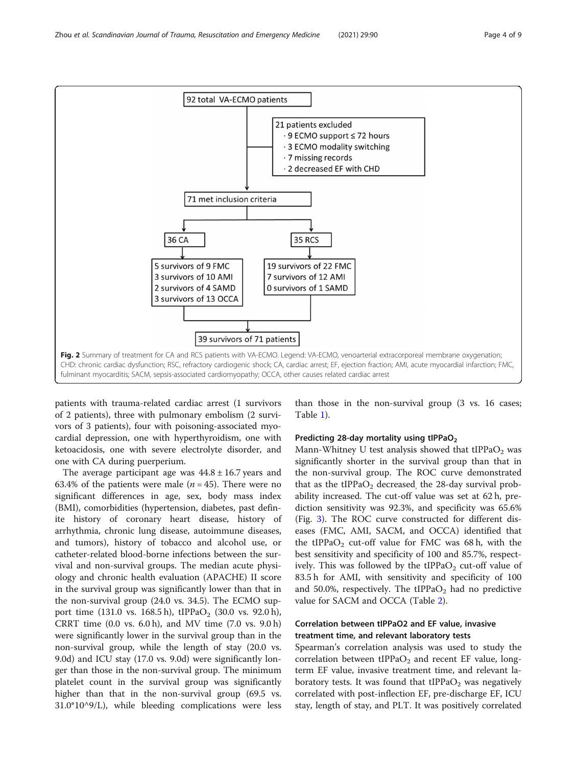92 total VA-ECMO patients

21 patients excluded
- 9 ECMO support ≤ 72 hours
- 3 ECMO modality switching
- 7 missing records
- 2 decreased EF with CHD

71 met inclusion criteria

36 CA
- 5 survivors of 9 FMC
- 3 survivors of 10 AMI
- 2 survivors of 4 SAMD
- 3 survivors of 13 OCCA

35 RCS
- 19 survivors of 22 FMC
- 7 survivors of 12 AMI
- 0 survivors of 1 SAMD

39 survivors of 71 patients

**Fig. 2** Summary of treatment for CA and RCS patients with VA-ECMO. Legend: VA-ECMO, venoarterial extracorporeal membrane oxygenation; CHD: chronic cardiac dysfunction; RSC, refractory cardiogenic shock; CA, cardiac arrest; EF, ejection fraction; AMI, acute myocardial infarction; FMC, fulminant myocarditis; SACM, sepsis-associated cardiomyopathy; OCCA, other causes related cardiac arrest

patients with trauma-related cardiac arrest (1 survivors of 2 patients), three with pulmonary embolism (2 survivors of 3 patients), four with poisoning-associated myocardial depression, one with hyperthyroidism, one with ketoacidosis, one with severe electrolyte disorder, and one with CA during puerperium.

The average participant age was 44.8 ± 16.7 years and 63.4% of the patients were male ($n = 45$). There were no significant differences in age, sex, body mass index (BMI), comorbidities (hypertension, diabetes, past definite history of coronary heart disease, history of arrhythmia, chronic lung disease, autoimmune diseases, and tumors), history of tobacco and alcohol use, or catheter-related blood-borne infections between the survival and non-survival groups. The median acute physiology and chronic health evaluation (APACHE) II score in the survival group was significantly lower than that in the non-survival group (24.0 vs. 34.5). The ECMO support time (131.0 vs. 168.5 h), tIPPa$O_2$ (30.0 vs. 92.0 h), CRRT time (0.0 vs. 6.0 h), and MV time (7.0 vs. 9.0 h) were significantly lower in the survival group than in the non-survival group, while the length of stay (20.0 vs. 9.0d) and ICU stay (17.0 vs. 9.0d) were significantly longer than those in the non-survival group. The minimum platelet count in the survival group was significantly higher than that in the non-survival group (69.5 vs. 31.0*10^9/L), while bleeding complications were less than those in the non-survival group (3 vs. 16 cases; Table 1).

### Predicting 28-day mortality using tIPPa$O_2$

Mann-Whitney U test analysis showed that tIPPa$O_2$ was significantly shorter in the survival group than that in the non-survival group. The ROC curve demonstrated that as the tIPPa$O_2$ decreased, the 28-day survival probability increased. The cut-off value was set at 62 h, prediction sensitivity was 92.3%, and specificity was 65.6% (Fig. 3). The ROC curve constructed for different diseases (FMC, AMI, SACM, and OCCA) identified that the tIPPa$O_2$ cut-off value for FMC was 68 h, with the best sensitivity and specificity of 100 and 85.7%, respectively. This was followed by the tIPPa$O_2$ cut-off value of 83.5 h for AMI, with sensitivity and specificity of 100 and 50.0%, respectively. The tIPPa$O_2$ had no predictive value for SACM and OCCA (Table 2).

### Correlation between tIPPaO2 and EF value, invasive treatment time, and relevant laboratory tests

Spearman's correlation analysis was used to study the correlation between tIPPa$O_2$ and recent EF value, long-term EF value, invasive treatment time, and relevant laboratory tests. It was found that tIPPa$O_2$ was negatively correlated with post-inflection EF, pre-discharge EF, ICU stay, length of stay, and PLT. It was positively correlated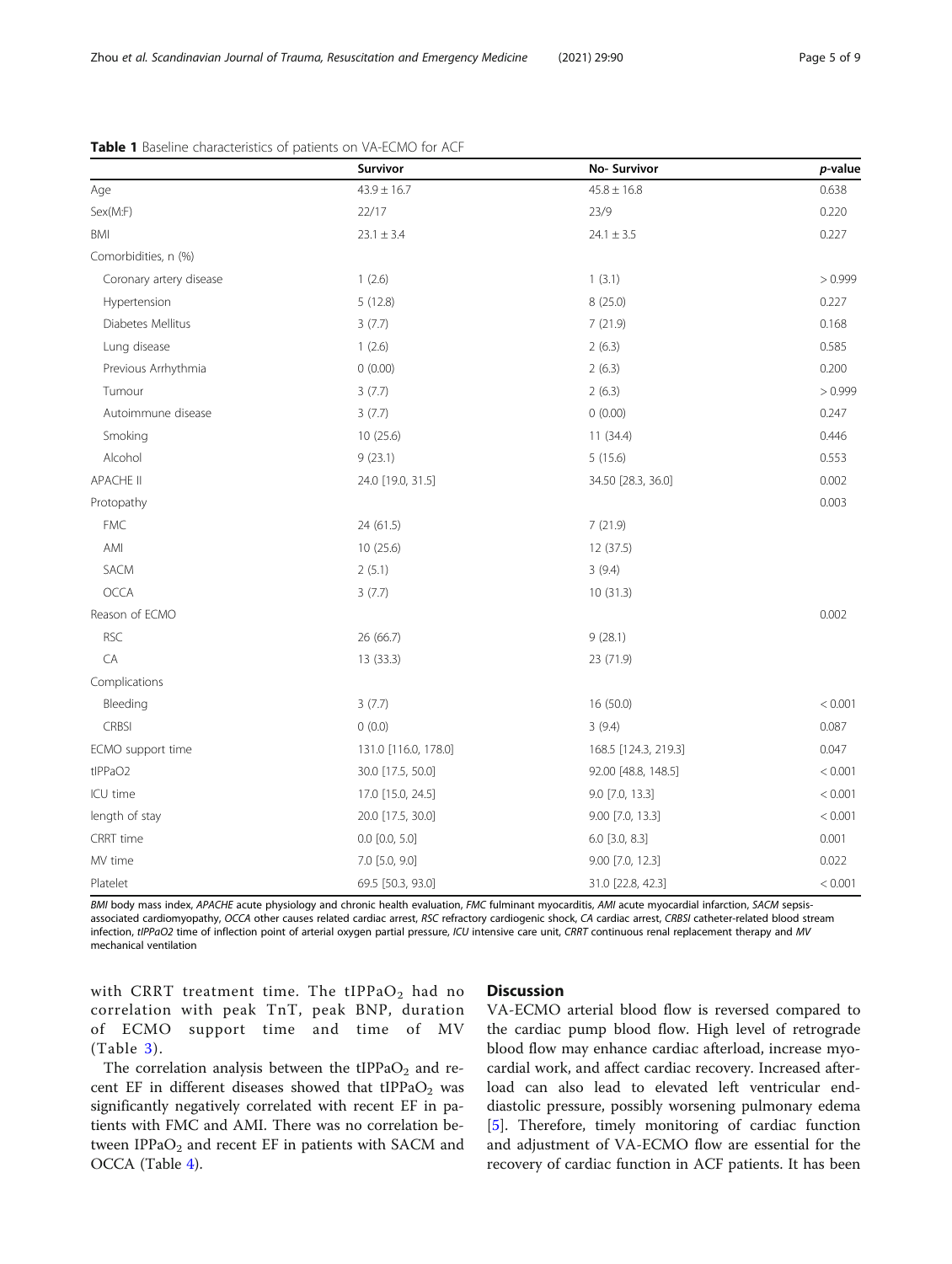**Table 1** Baseline characteristics of patients on VA-ECMO for ACF

| | Survivor | No- Survivor | *p*-value |
|---|---|---|---|
| Age | 43.9 ± 16.7 | 45.8 ± 16.8 | 0.638 |
| Sex(M:F) | 22/17 | 23/9 | 0.220 |
| BMI | 23.1 ± 3.4 | 24.1 ± 3.5 | 0.227 |
| Comorbidities, n (%) | | | |
| Coronary artery disease | 1 (2.6) | 1 (3.1) | > 0.999 |
| Hypertension | 5 (12.8) | 8 (25.0) | 0.227 |
| Diabetes Mellitus | 3 (7.7) | 7 (21.9) | 0.168 |
| Lung disease | 1 (2.6) | 2 (6.3) | 0.585 |
| Previous Arrhythmia | 0 (0.00) | 2 (6.3) | 0.200 |
| Tumour | 3 (7.7) | 2 (6.3) | > 0.999 |
| Autoimmune disease | 3 (7.7) | 0 (0.00) | 0.247 |
| Smoking | 10 (25.6) | 11 (34.4) | 0.446 |
| Alcohol | 9 (23.1) | 5 (15.6) | 0.553 |
| APACHE II | 24.0 [19.0, 31.5] | 34.50 [28.3, 36.0] | 0.002 |
| Protopathy | | | 0.003 |
| FMC | 24 (61.5) | 7 (21.9) | |
| AMI | 10 (25.6) | 12 (37.5) | |
| SACM | 2 (5.1) | 3 (9.4) | |
| OCCA | 3 (7.7) | 10 (31.3) | |
| Reason of ECMO | | | 0.002 |
| RSC | 26 (66.7) | 9 (28.1) | |
| CA | 13 (33.3) | 23 (71.9) | |
| Complications | | | |
| Bleeding | 3 (7.7) | 16 (50.0) | < 0.001 |
| CRBSI | 0 (0.0) | 3 (9.4) | 0.087 |
| ECMO support time | 131.0 [116.0, 178.0] | 168.5 [124.3, 219.3] | 0.047 |
| tIPPaO2 | 30.0 [17.5, 50.0] | 92.00 [48.8, 148.5] | < 0.001 |
| ICU time | 17.0 [15.0, 24.5] | 9.0 [7.0, 13.3] | < 0.001 |
| length of stay | 20.0 [17.5, 30.0] | 9.00 [7.0, 13.3] | < 0.001 |
| CRRT time | 0.0 [0.0, 5.0] | 6.0 [3.0, 8.3] | 0.001 |
| MV time | 7.0 [5.0, 9.0] | 9.00 [7.0, 12.3] | 0.022 |
| Platelet | 69.5 [50.3, 93.0] | 31.0 [22.8, 42.3] | < 0.001 |

*BMI* body mass index, *APACHE* acute physiology and chronic health evaluation, *FMC* fulminant myocarditis, *AMI* acute myocardial infarction, *SACM* sepsis-associated cardiomyopathy, *OCCA* other causes related cardiac arrest, *RSC* refractory cardiogenic shock, *CA* cardiac arrest, *CRBSI* catheter-related blood stream infection, *tIPPaO2* time of inflection point of arterial oxygen partial pressure, *ICU* intensive care unit, *CRRT* continuous renal replacement therapy and *MV* mechanical ventilation

with CRRT treatment time. The $tIPPaO_2$ had no correlation with peak TnT, peak BNP, duration of ECMO support time and time of MV (Table 3).

The correlation analysis between the $tIPPaO_2$ and recent EF in different diseases showed that $tIPPaO_2$ was significantly negatively correlated with recent EF in patients with FMC and AMI. There was no correlation between $IPPaO_2$ and recent EF in patients with SACM and OCCA (Table 4).

## Discussion

VA-ECMO arterial blood flow is reversed compared to the cardiac pump blood flow. High level of retrograde blood flow may enhance cardiac afterload, increase myocardial work, and affect cardiac recovery. Increased afterload can also lead to elevated left ventricular end-diastolic pressure, possibly worsening pulmonary edema [5]. Therefore, timely monitoring of cardiac function and adjustment of VA-ECMO flow are essential for the recovery of cardiac function in ACF patients. It has been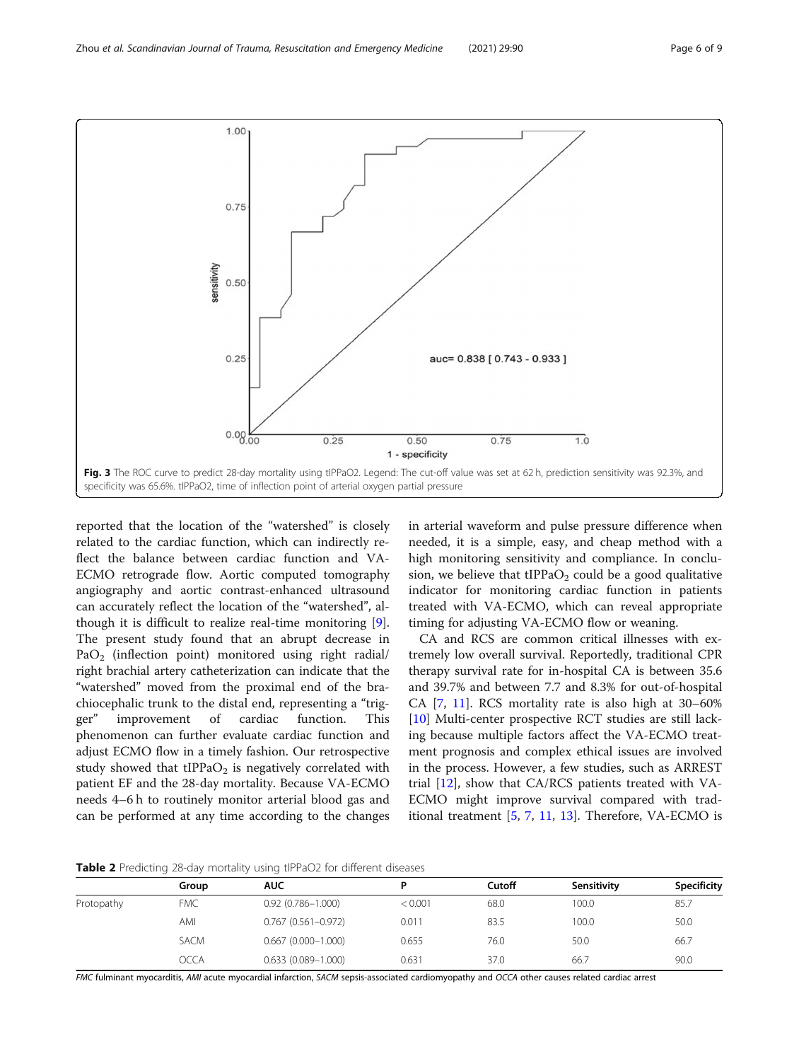**Fig. 3** The ROC curve to predict 28-day mortality using tIPPaO2. Legend: The cut-off value was set at 62 h, prediction sensitivity was 92.3%, and specificity was 65.6%. tIPPaO2, time of inflection point of arterial oxygen partial pressure

reported that the location of the "watershed" is closely related to the cardiac function, which can indirectly reflect the balance between cardiac function and VA-ECMO retrograde flow. Aortic computed tomography angiography and aortic contrast-enhanced ultrasound can accurately reflect the location of the "watershed", although it is difficult to realize real-time monitoring [9]. The present study found that an abrupt decrease in $PaO_2$ (inflection point) monitored using right radial/right brachial artery catheterization can indicate that the "watershed" moved from the proximal end of the brachiocephalic trunk to the distal end, representing a "trigger" improvement of cardiac function. This phenomenon can further evaluate cardiac function and adjust ECMO flow in a timely fashion. Our retrospective study showed that $tIPPaO_2$ is negatively correlated with patient EF and the 28-day mortality. Because VA-ECMO needs 4–6 h to routinely monitor arterial blood gas and can be performed at any time according to the changes in arterial waveform and pulse pressure difference when needed, it is a simple, easy, and cheap method with a high monitoring sensitivity and compliance. In conclusion, we believe that $tIPPaO_2$ could be a good qualitative indicator for monitoring cardiac function in patients treated with VA-ECMO, which can reveal appropriate timing for adjusting VA-ECMO flow or weaning.

CA and RCS are common critical illnesses with extremely low overall survival. Reportedly, traditional CPR therapy survival rate for in-hospital CA is between 35.6 and 39.7% and between 7.7 and 8.3% for out-of-hospital CA [7, 11]. RCS mortality rate is also high at 30–60% [10] Multi-center prospective RCT studies are still lacking because multiple factors affect the VA-ECMO treatment prognosis and complex ethical issues are involved in the process. However, a few studies, such as ARREST trial [12], show that CA/RCS patients treated with VA-ECMO might improve survival compared with traditional treatment [5, 7, 11, 13]. Therefore, VA-ECMO is

**Table 2** Predicting 28-day mortality using tIPPaO2 for different diseases

| | Group | AUC | P | Cutoff | Sensitivity | Specificity |
|---|---|---|---|---|---|---|
| Protopathy | FMC | 0.92 (0.786–1.000) | < 0.001 | 68.0 | 100.0 | 85.7 |
| | AMI | 0.767 (0.561–0.972) | 0.011 | 83.5 | 100.0 | 50.0 |
| | SACM | 0.667 (0.000–1.000) | 0.655 | 76.0 | 50.0 | 66.7 |
| | OCCA | 0.633 (0.089–1.000) | 0.631 | 37.0 | 66.7 | 90.0 |

*FMC* fulminant myocarditis, *AMI* acute myocardial infarction, *SACM* sepsis-associated cardiomyopathy and *OCCA* other causes related cardiac arrest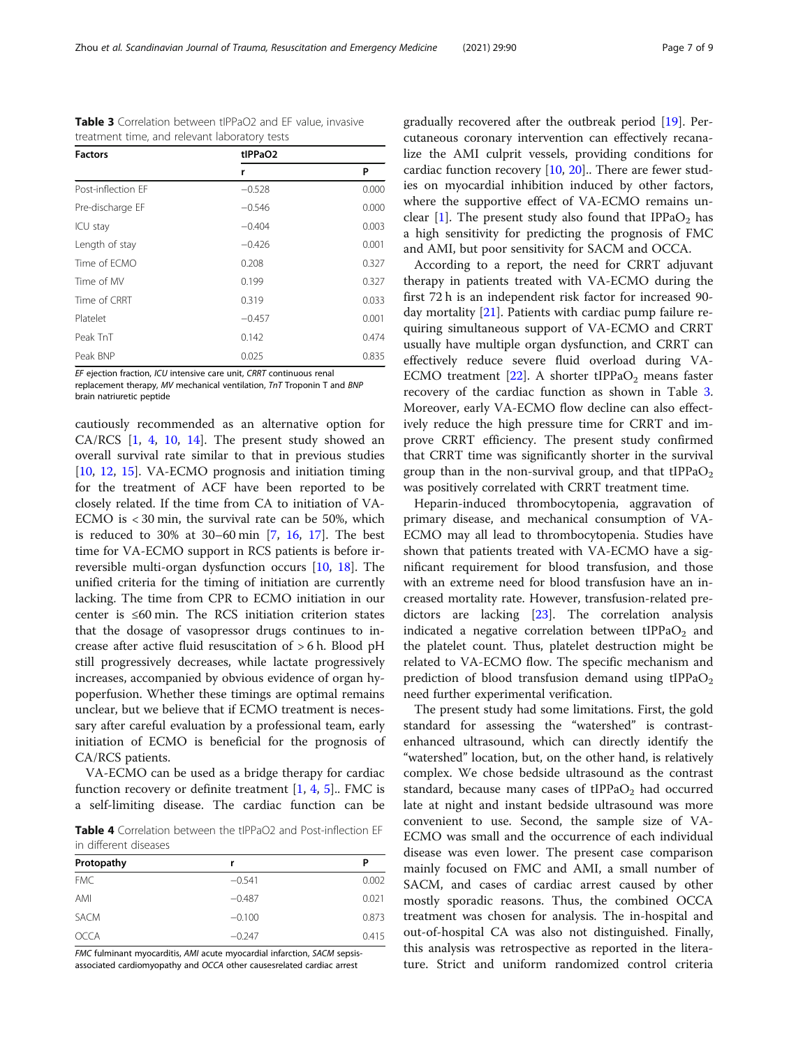**Table 3** Correlation between tIPPaO2 and EF value, invasive treatment time, and relevant laboratory tests

| Factors | tIPPaO2 | |
|---|---|---|
| | r | P |
| Post-inflection EF | −0.528 | 0.000 |
| Pre-discharge EF | −0.546 | 0.000 |
| ICU stay | −0.404 | 0.003 |
| Length of stay | −0.426 | 0.001 |
| Time of ECMO | 0.208 | 0.327 |
| Time of MV | 0.199 | 0.327 |
| Time of CRRT | 0.319 | 0.033 |
| Platelet | −0.457 | 0.001 |
| Peak TnT | 0.142 | 0.474 |
| Peak BNP | 0.025 | 0.835 |

*EF* ejection fraction, *ICU* intensive care unit, *CRRT* continuous renal replacement therapy, *MV* mechanical ventilation, *TnT* Troponin T and *BNP* brain natriuretic peptide

cautiously recommended as an alternative option for CA/RCS [1, 4, 10, 14]. The present study showed an overall survival rate similar to that in previous studies [10, 12, 15]. VA-ECMO prognosis and initiation timing for the treatment of ACF have been reported to be closely related. If the time from CA to initiation of VA-ECMO is < 30 min, the survival rate can be 50%, which is reduced to 30% at 30–60 min [7, 16, 17]. The best time for VA-ECMO support in RCS patients is before irreversible multi-organ dysfunction occurs [10, 18]. The unified criteria for the timing of initiation are currently lacking. The time from CPR to ECMO initiation in our center is ≤60 min. The RCS initiation criterion states that the dosage of vasopressor drugs continues to increase after active fluid resuscitation of > 6 h. Blood pH still progressively decreases, while lactate progressively increases, accompanied by obvious evidence of organ hypoperfusion. Whether these timings are optimal remains unclear, but we believe that if ECMO treatment is necessary after careful evaluation by a professional team, early initiation of ECMO is beneficial for the prognosis of CA/RCS patients.

VA-ECMO can be used as a bridge therapy for cardiac function recovery or definite treatment [1, 4, 5].. FMC is a self-limiting disease. The cardiac function can be gradually recovered after the outbreak period [19]. Percutaneous coronary intervention can effectively recanalize the AMI culprit vessels, providing conditions for cardiac function recovery [10, 20].. There are fewer studies on myocardial inhibition induced by other factors, where the supportive effect of VA-ECMO remains unclear [1]. The present study also found that $IPPaO_2$ has a high sensitivity for predicting the prognosis of FMC and AMI, but poor sensitivity for SACM and OCCA.

**Table 4** Correlation between the tIPPaO2 and Post-inflection EF in different diseases

| Protopathy | r | P |
|---|---|---|
| FMC | −0.541 | 0.002 |
| AMI | −0.487 | 0.021 |
| SACM | −0.100 | 0.873 |
| OCCA | −0.247 | 0.415 |

*FMC* fulminant myocarditis, *AMI* acute myocardial infarction, *SACM* sepsis-associated cardiomyopathy and *OCCA* other causesrelated cardiac arrest

According to a report, the need for CRRT adjuvant therapy in patients treated with VA-ECMO during the first 72 h is an independent risk factor for increased 90-day mortality [21]. Patients with cardiac pump failure requiring simultaneous support of VA-ECMO and CRRT usually have multiple organ dysfunction, and CRRT can effectively reduce severe fluid overload during VA-ECMO treatment [22]. A shorter $tIPPaO_2$ means faster recovery of the cardiac function as shown in Table 3. Moreover, early VA-ECMO flow decline can also effectively reduce the high pressure time for CRRT and improve CRRT efficiency. The present study confirmed that CRRT time was significantly shorter in the survival group than in the non-survival group, and that $tIPPaO_2$ was positively correlated with CRRT treatment time.

Heparin-induced thrombocytopenia, aggravation of primary disease, and mechanical consumption of VA-ECMO may all lead to thrombocytopenia. Studies have shown that patients treated with VA-ECMO have a significant requirement for blood transfusion, and those with an extreme need for blood transfusion have an increased mortality rate. However, transfusion-related predictors are lacking [23]. The correlation analysis indicated a negative correlation between $tIPPaO_2$ and the platelet count. Thus, platelet destruction might be related to VA-ECMO flow. The specific mechanism and prediction of blood transfusion demand using $tIPPaO_2$ need further experimental verification.

The present study had some limitations. First, the gold standard for assessing the "watershed" is contrast-enhanced ultrasound, which can directly identify the "watershed" location, but, on the other hand, is relatively complex. We chose bedside ultrasound as the contrast standard, because many cases of $tIPPaO_2$ had occurred late at night and instant bedside ultrasound was more convenient to use. Second, the sample size of VA-ECMO was small and the occurrence of each individual disease was even lower. The present case comparison mainly focused on FMC and AMI, a small number of SACM, and cases of cardiac arrest caused by other mostly sporadic reasons. Thus, the combined OCCA treatment was chosen for analysis. The in-hospital and out-of-hospital CA was also not distinguished. Finally, this analysis was retrospective as reported in the literature. Strict and uniform randomized control criteria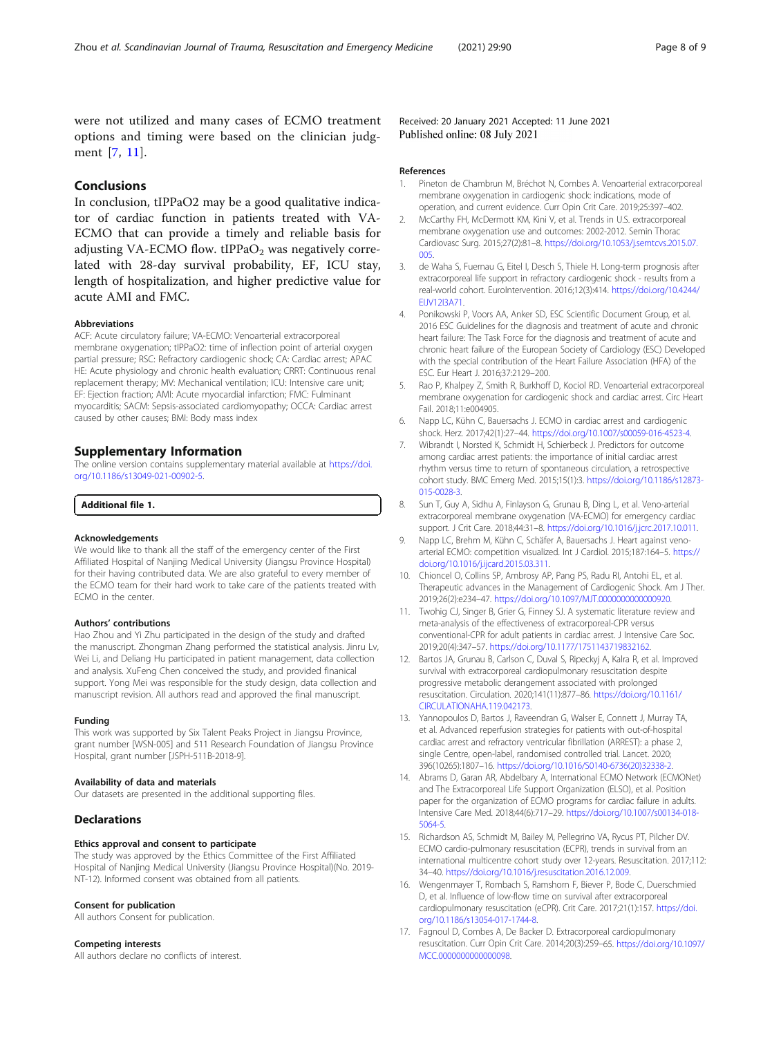were not utilized and many cases of ECMO treatment options and timing were based on the clinician judgment [7, 11].

## Conclusions

In conclusion, tIPPaO2 may be a good qualitative indicator of cardiac function in patients treated with VA-ECMO that can provide a timely and reliable basis for adjusting VA-ECMO flow. $tIPPaO_2$ was negatively correlated with 28-day survival probability, EF, ICU stay, length of hospitalization, and higher predictive value for acute AMI and FMC.

### Abbreviations

ACF: Acute circulatory failure; VA-ECMO: Venoarterial extracorporeal membrane oxygenation; tIPPaO2: time of inflection point of arterial oxygen partial pressure; RSC: Refractory cardiogenic shock; CA: Cardiac arrest; APACHE: Acute physiology and chronic health evaluation; CRRT: Continuous renal replacement therapy; MV: Mechanical ventilation; ICU: Intensive care unit; EF: Ejection fraction; AMI: Acute myocardial infarction; FMC: Fulminant myocarditis; SACM: Sepsis-associated cardiomyopathy; OCCA: Cardiac arrest caused by other causes; BMI: Body mass index

## Supplementary Information

The online version contains supplementary material available at https://doi.org/10.1186/s13049-021-00902-5.

**Additional file 1.**

### Acknowledgements

We would like to thank all the staff of the emergency center of the First Affiliated Hospital of Nanjing Medical University (Jiangsu Province Hospital) for their having contributed data. We are also grateful to every member of the ECMO team for their hard work to take care of the patients treated with ECMO in the center.

### Authors' contributions

Hao Zhou and Yi Zhu participated in the design of the study and drafted the manuscript. Zhongman Zhang performed the statistical analysis. Jinru Lv, Wei Li, and Deliang Hu participated in patient management, data collection and analysis. XuFeng Chen conceived the study, and provided finanical support. Yong Mei was responsible for the study design, data collection and manuscript revision. All authors read and approved the final manuscript.

### Funding

This work was supported by Six Talent Peaks Project in Jiangsu Province, grant number [WSN-005] and 511 Research Foundation of Jiangsu Province Hospital, grant number [JSPH-511B-2018-9].

### Availability of data and materials

Our datasets are presented in the additional supporting files.

## Declarations

### Ethics approval and consent to participate

The study was approved by the Ethics Committee of the First Affiliated Hospital of Nanjing Medical University (Jiangsu Province Hospital)(No. 2019-NT-12). Informed consent was obtained from all patients.

### Consent for publication

All authors Consent for publication.

### Competing interests

All authors declare no conflicts of interest.

Received: 20 January 2021 Accepted: 11 June 2021
Published online: 08 July 2021

### References

1. Pineton de Chambrun M, Bréchot N, Combes A. Venoarterial extracorporeal membrane oxygenation in cardiogenic shock: indications, mode of operation, and current evidence. Curr Opin Crit Care. 2019;25:397–402.
2. McCarthy FH, McDermott KM, Kini V, et al. Trends in U.S. extracorporeal membrane oxygenation use and outcomes: 2002-2012. Semin Thorac Cardiovasc Surg. 2015;27(2):81–8. https://doi.org/10.1053/j.semtcvs.2015.07.005.
3. de Waha S, Fuernau G, Eitel I, Desch S, Thiele H. Long-term prognosis after extracorporeal life support in refractory cardiogenic shock - results from a real-world cohort. EuroIntervention. 2016;12(3):414. https://doi.org/10.4244/EIJV12I3A71.
4. Ponikowski P, Voors AA, Anker SD, ESC Scientific Document Group, et al. 2016 ESC Guidelines for the diagnosis and treatment of acute and chronic heart failure: The Task Force for the diagnosis and treatment of acute and chronic heart failure of the European Society of Cardiology (ESC) Developed with the special contribution of the Heart Failure Association (HFA) of the ESC. Eur Heart J. 2016;37:2129–200.
5. Rao P, Khalpey Z, Smith R, Burkhoff D, Kociol RD. Venoarterial extracorporeal membrane oxygenation for cardiogenic shock and cardiac arrest. Circ Heart Fail. 2018;11:e004905.
6. Napp LC, Kühn C, Bauersachs J. ECMO in cardiac arrest and cardiogenic shock. Herz. 2017;42(1):27–44. https://doi.org/10.1007/s00059-016-4523-4.
7. Wibrandt I, Norsted K, Schmidt H, Schierbeck J. Predictors for outcome among cardiac arrest patients: the importance of initial cardiac arrest rhythm versus time to return of spontaneous circulation, a retrospective cohort study. BMC Emerg Med. 2015;15(1):3. https://doi.org/10.1186/s12873-015-0028-3.
8. Sun T, Guy A, Sidhu A, Finlayson G, Grunau B, Ding L, et al. Veno-arterial extracorporeal membrane oxygenation (VA-ECMO) for emergency cardiac support. J Crit Care. 2018;44:31–8. https://doi.org/10.1016/j.jcrc.2017.10.011.
9. Napp LC, Brehm M, Kühn C, Schäfer A, Bauersachs J. Heart against veno-arterial ECMO: competition visualized. Int J Cardiol. 2015;187:164–5. https://doi.org/10.1016/j.ijcard.2015.03.311.
10. Chioncel O, Collins SP, Ambrosy AP, Pang PS, Radu RI, Antohi EL, et al. Therapeutic advances in the Management of Cardiogenic Shock. Am J Ther. 2019;26(2):e234–47. https://doi.org/10.1097/MJT.0000000000000920.
11. Twohig CJ, Singer B, Grier G, Finney SJ. A systematic literature review and meta-analysis of the effectiveness of extracorporeal-CPR versus conventional-CPR for adult patients in cardiac arrest. J Intensive Care Soc. 2019;20(4):347–57. https://doi.org/10.1177/1751143719832162.
12. Bartos JA, Grunau B, Carlson C, Duval S, Ripeckyj A, Kalra R, et al. Improved survival with extracorporeal cardiopulmonary resuscitation despite progressive metabolic derangement associated with prolonged resuscitation. Circulation. 2020;141(11):877–86. https://doi.org/10.1161/CIRCULATIONAHA.119.042173.
13. Yannopoulos D, Bartos J, Raveendran G, Walser E, Connett J, Murray TA, et al. Advanced reperfusion strategies for patients with out-of-hospital cardiac arrest and refractory ventricular fibrillation (ARREST): a phase 2, single Centre, open-label, randomised controlled trial. Lancet. 2020;396(10265):1807–16. https://doi.org/10.1016/S0140-6736(20)32338-2.
14. Abrams D, Garan AR, Abdelbary A, International ECMO Network (ECMONet) and The Extracorporeal Life Support Organization (ELSO), et al. Position paper for the organization of ECMO programs for cardiac failure in adults. Intensive Care Med. 2018;44(6):717–29. https://doi.org/10.1007/s00134-018-5064-5.
15. Richardson AS, Schmidt M, Bailey M, Pellegrino VA, Rycus PT, Pilcher DV. ECMO cardio-pulmonary resuscitation (ECPR), trends in survival from an international multicentre cohort study over 12-years. Resuscitation. 2017;112:34–40. https://doi.org/10.1016/j.resuscitation.2016.12.009.
16. Wengenmayer T, Rombach S, Ramshorn F, Biever P, Bode C, Duerschmied D, et al. Influence of low-flow time on survival after extracorporeal cardiopulmonary resuscitation (eCPR). Crit Care. 2017;21(1):157. https://doi.org/10.1186/s13054-017-1744-8.
17. Fagnoul D, Combes A, De Backer D. Extracorporeal cardiopulmonary resuscitation. Curr Opin Crit Care. 2014;20(3):259–65. https://doi.org/10.1097/MCC.0000000000000098.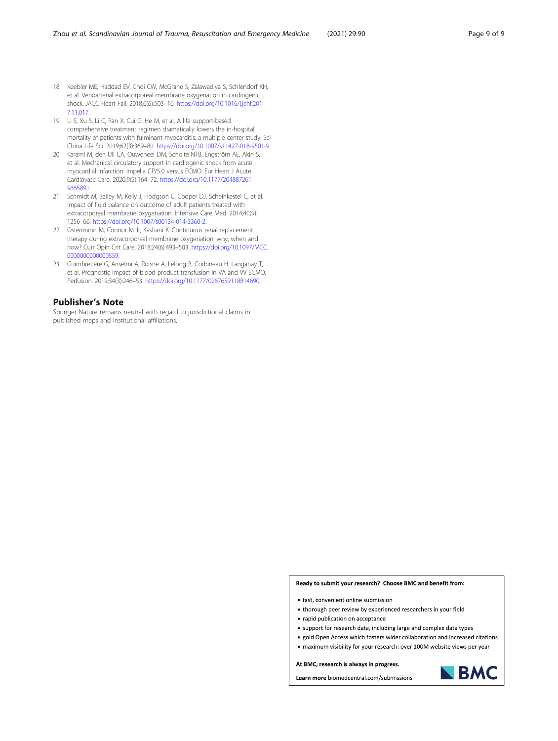18. Keebler ME, Haddad EV, Choi CW, McGrane S, Zalawadiya S, Schlendorf KH, et al. Venoarterial extracorporeal membrane oxygenation in cardiogenic shock. JACC Heart Fail. 2018;6(6):503–16. https://doi.org/10.1016/j.jchf.2017.11.017.
19. Li S, Xu S, Li C, Ran X, Cui G, He M, et al. A life support-based comprehensive treatment regimen dramatically lowers the in-hospital mortality of patients with fulminant myocarditis: a multiple center study. Sci China Life Sci. 2019;62(3):369–80. https://doi.org/10.1007/s11427-018-9501-9.
20. Karami M, den Uil CA, Ouweneel DM, Scholte NTB, Engström AE, Akin S, et al. Mechanical circulatory support in cardiogenic shock from acute myocardial infarction: Impella CP/5.0 versus ECMO. Eur Heart J Acute Cardiovasc Care. 2020;9(2):164–72. https://doi.org/10.1177/2048872619865891.
21. Schmidt M, Bailey M, Kelly J, Hodgson C, Cooper DJ, Scheinkestel C, et al. Impact of fluid balance on outcome of adult patients treated with extracorporeal membrane oxygenation. Intensive Care Med. 2014;40(9):1256–66. https://doi.org/10.1007/s00134-014-3360-2.
22. Ostermann M, Connor M Jr, Kashani K. Continuous renal replacement therapy during extracorporeal membrane oxygenation: why, when and how? Curr Opin Crit Care. 2018;24(6):493–503. https://doi.org/10.1097/MCC.0000000000000559.
23. Guimbretière G, Anselmi A, Roisne A, Lelong B, Corbineau H, Langanay T, et al. Prognostic impact of blood product transfusion in VA and VV ECMO. Perfusion. 2019;34(3):246–53. https://doi.org/10.1177/0267659118814690.

## Publisher's Note

Springer Nature remains neutral with regard to jurisdictional claims in published maps and institutional affiliations.

**Ready to submit your research? Choose BMC and benefit from:**

- fast, convenient online submission
- thorough peer review by experienced researchers in your field
- rapid publication on acceptance
- support for research data, including large and complex data types
- gold Open Access which fosters wider collaboration and increased citations
- maximum visibility for your research: over 100M website views per year

**At BMC, research is always in progress.**

**Learn more** biomedcentral.com/submissions

BMC